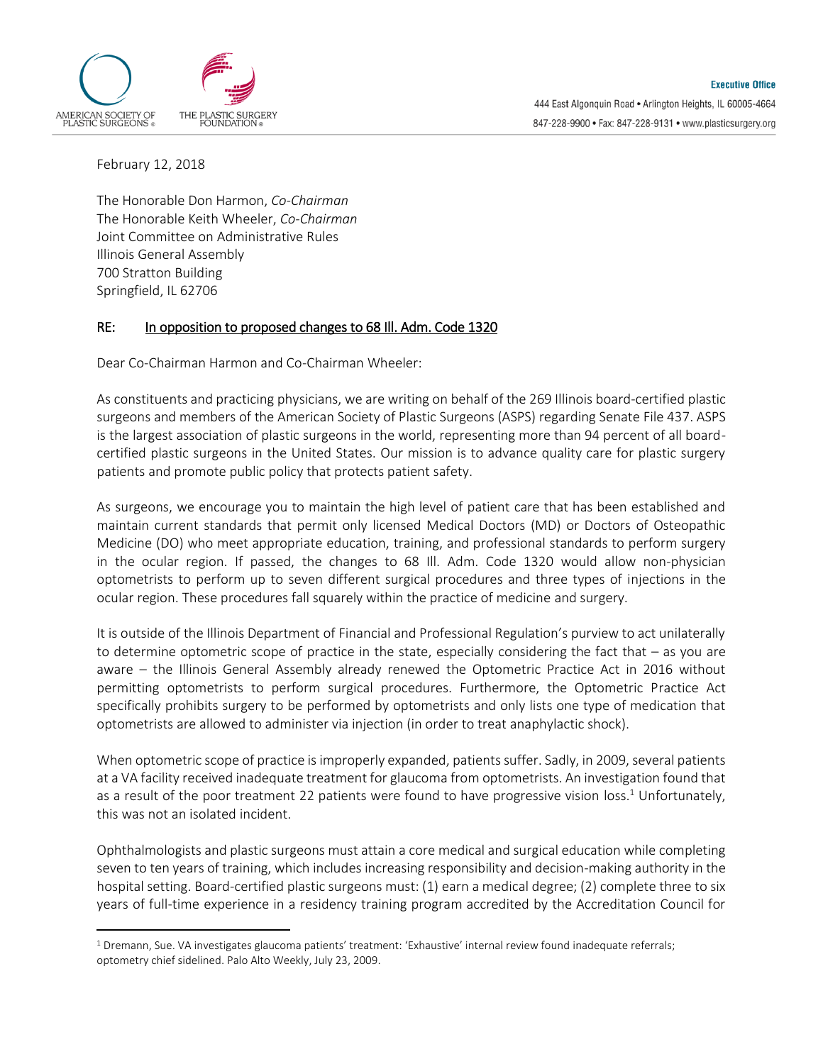AMERICAN SOCIETY OF PLASTIC SURGEONS®

THE PLASTIC SURGERY FOUNDATION®

**Executive Office**

444 East Algonquin Road • Arlington Heights, IL 60005-4664

847-228-9900 • Fax: 847-228-9131 • www.plasticsurgery.org

February 12, 2018

The Honorable Don Harmon, *Co-Chairman*
The Honorable Keith Wheeler, *Co-Chairman*
Joint Committee on Administrative Rules
Illinois General Assembly
700 Stratton Building
Springfield, IL 62706

RE: In opposition to proposed changes to 68 Ill. Adm. Code 1320

Dear Co-Chairman Harmon and Co-Chairman Wheeler:

As constituents and practicing physicians, we are writing on behalf of the 269 Illinois board-certified plastic surgeons and members of the American Society of Plastic Surgeons (ASPS) regarding Senate File 437. ASPS is the largest association of plastic surgeons in the world, representing more than 94 percent of all board-certified plastic surgeons in the United States. Our mission is to advance quality care for plastic surgery patients and promote public policy that protects patient safety.

As surgeons, we encourage you to maintain the high level of patient care that has been established and maintain current standards that permit only licensed Medical Doctors (MD) or Doctors of Osteopathic Medicine (DO) who meet appropriate education, training, and professional standards to perform surgery in the ocular region. If passed, the changes to 68 Ill. Adm. Code 1320 would allow non-physician optometrists to perform up to seven different surgical procedures and three types of injections in the ocular region. These procedures fall squarely within the practice of medicine and surgery.

It is outside of the Illinois Department of Financial and Professional Regulation's purview to act unilaterally to determine optometric scope of practice in the state, especially considering the fact that – as you are aware – the Illinois General Assembly already renewed the Optometric Practice Act in 2016 without permitting optometrists to perform surgical procedures. Furthermore, the Optometric Practice Act specifically prohibits surgery to be performed by optometrists and only lists one type of medication that optometrists are allowed to administer via injection (in order to treat anaphylactic shock).

When optometric scope of practice is improperly expanded, patients suffer. Sadly, in 2009, several patients at a VA facility received inadequate treatment for glaucoma from optometrists. An investigation found that as a result of the poor treatment 22 patients were found to have progressive vision loss.[1] Unfortunately, this was not an isolated incident.

Ophthalmologists and plastic surgeons must attain a core medical and surgical education while completing seven to ten years of training, which includes increasing responsibility and decision-making authority in the hospital setting. Board-certified plastic surgeons must: (1) earn a medical degree; (2) complete three to six years of full-time experience in a residency training program accredited by the Accreditation Council for

---

[1] Dremann, Sue. VA investigates glaucoma patients' treatment: 'Exhaustive' internal review found inadequate referrals; optometry chief sidelined. Palo Alto Weekly, July 23, 2009.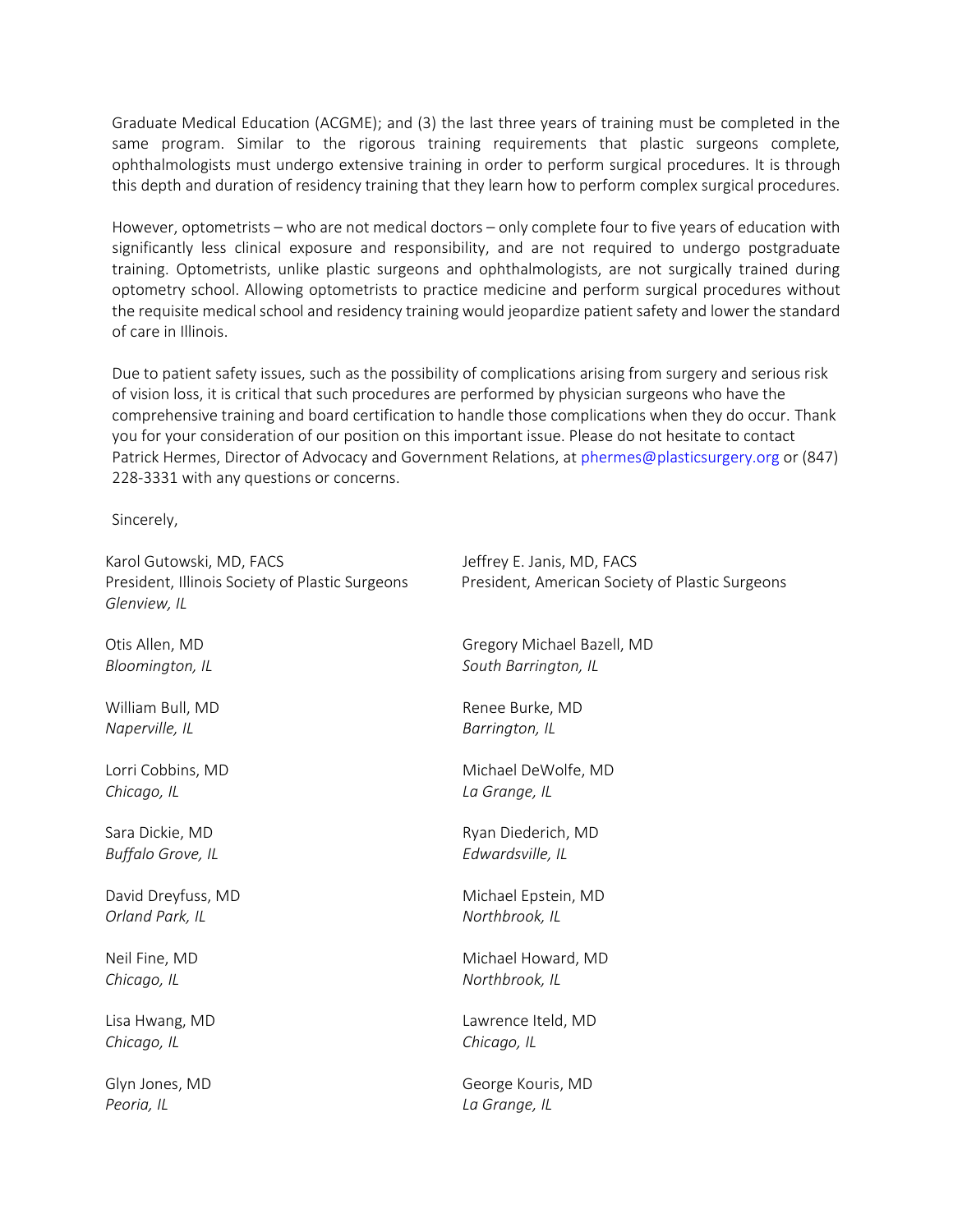Graduate Medical Education (ACGME); and (3) the last three years of training must be completed in the same program. Similar to the rigorous training requirements that plastic surgeons complete, ophthalmologists must undergo extensive training in order to perform surgical procedures. It is through this depth and duration of residency training that they learn how to perform complex surgical procedures.

However, optometrists – who are not medical doctors – only complete four to five years of education with significantly less clinical exposure and responsibility, and are not required to undergo postgraduate training. Optometrists, unlike plastic surgeons and ophthalmologists, are not surgically trained during optometry school. Allowing optometrists to practice medicine and perform surgical procedures without the requisite medical school and residency training would jeopardize patient safety and lower the standard of care in Illinois.

Due to patient safety issues, such as the possibility of complications arising from surgery and serious risk of vision loss, it is critical that such procedures are performed by physician surgeons who have the comprehensive training and board certification to handle those complications when they do occur. Thank you for your consideration of our position on this important issue. Please do not hesitate to contact Patrick Hermes, Director of Advocacy and Government Relations, at phermes@plasticsurgery.org or (847) 228-3331 with any questions or concerns.

Sincerely,

Karol Gutowski, MD, FACS
President, Illinois Society of Plastic Surgeons
*Glenview, IL*

Jeffrey E. Janis, MD, FACS
President, American Society of Plastic Surgeons

Otis Allen, MD
*Bloomington, IL*

Gregory Michael Bazell, MD
*South Barrington, IL*

William Bull, MD
*Naperville, IL*

Renee Burke, MD
*Barrington, IL*

Lorri Cobbins, MD
*Chicago, IL*

Michael DeWolfe, MD
*La Grange, IL*

Sara Dickie, MD
*Buffalo Grove, IL*

Ryan Diederich, MD
*Edwardsville, IL*

David Dreyfuss, MD
*Orland Park, IL*

Michael Epstein, MD
*Northbrook, IL*

Neil Fine, MD
*Chicago, IL*

Michael Howard, MD
*Northbrook, IL*

Lisa Hwang, MD
*Chicago, IL*

Lawrence Iteld, MD
*Chicago, IL*

Glyn Jones, MD
*Peoria, IL*

George Kouris, MD
*La Grange, IL*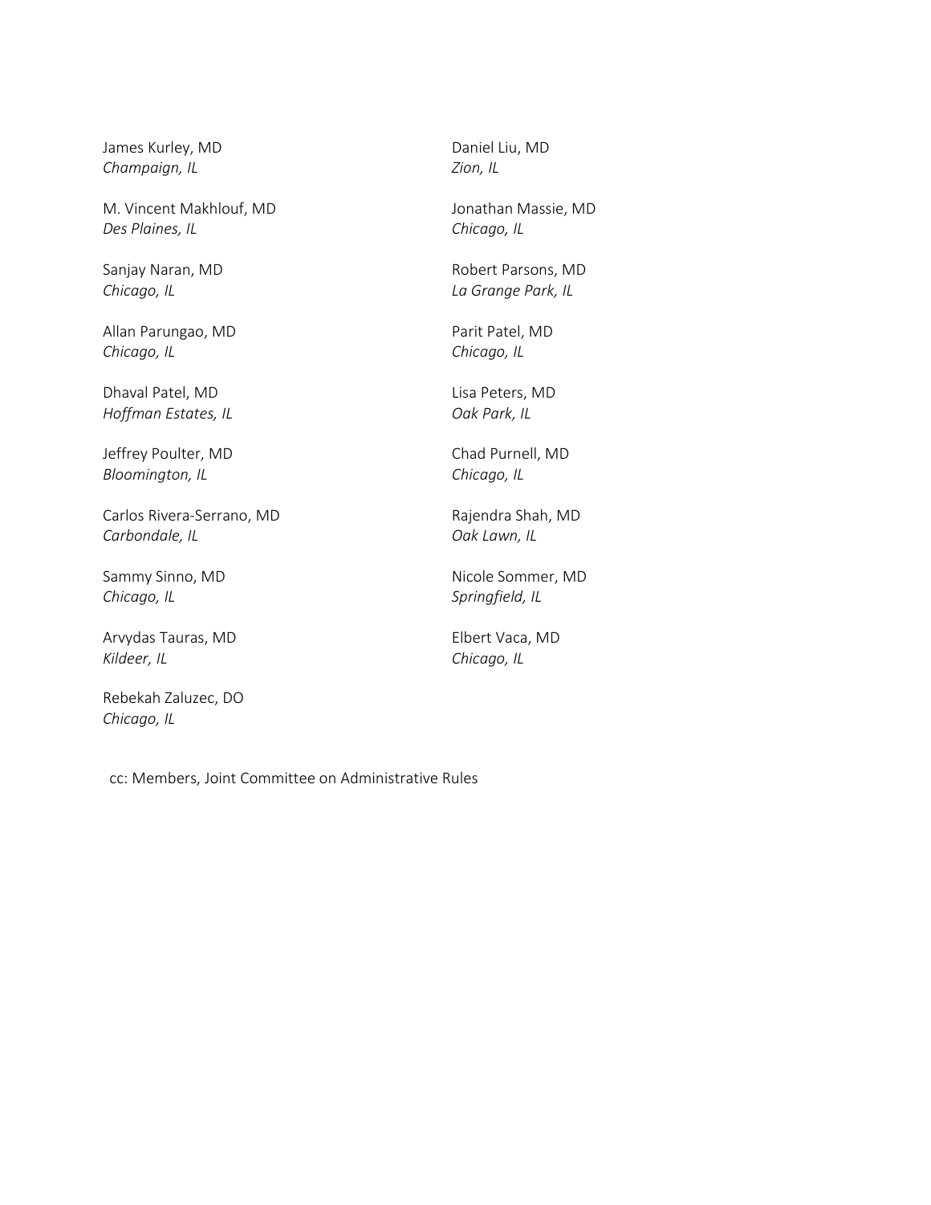James Kurley, MD
*Champaign, IL*

Daniel Liu, MD
*Zion, IL*

M. Vincent Makhlouf, MD
*Des Plaines, IL*

Jonathan Massie, MD
*Chicago, IL*

Sanjay Naran, MD
*Chicago, IL*

Robert Parsons, MD
*La Grange Park, IL*

Allan Parungao, MD
*Chicago, IL*

Parit Patel, MD
*Chicago, IL*

Dhaval Patel, MD
*Hoffman Estates, IL*

Lisa Peters, MD
*Oak Park, IL*

Jeffrey Poulter, MD
*Bloomington, IL*

Chad Purnell, MD
*Chicago, IL*

Carlos Rivera-Serrano, MD
*Carbondale, IL*

Rajendra Shah, MD
*Oak Lawn, IL*

Sammy Sinno, MD
*Chicago, IL*

Nicole Sommer, MD
*Springfield, IL*

Arvydas Tauras, MD
*Kildeer, IL*

Elbert Vaca, MD
*Chicago, IL*

Rebekah Zaluzec, DO
*Chicago, IL*

cc: Members, Joint Committee on Administrative Rules